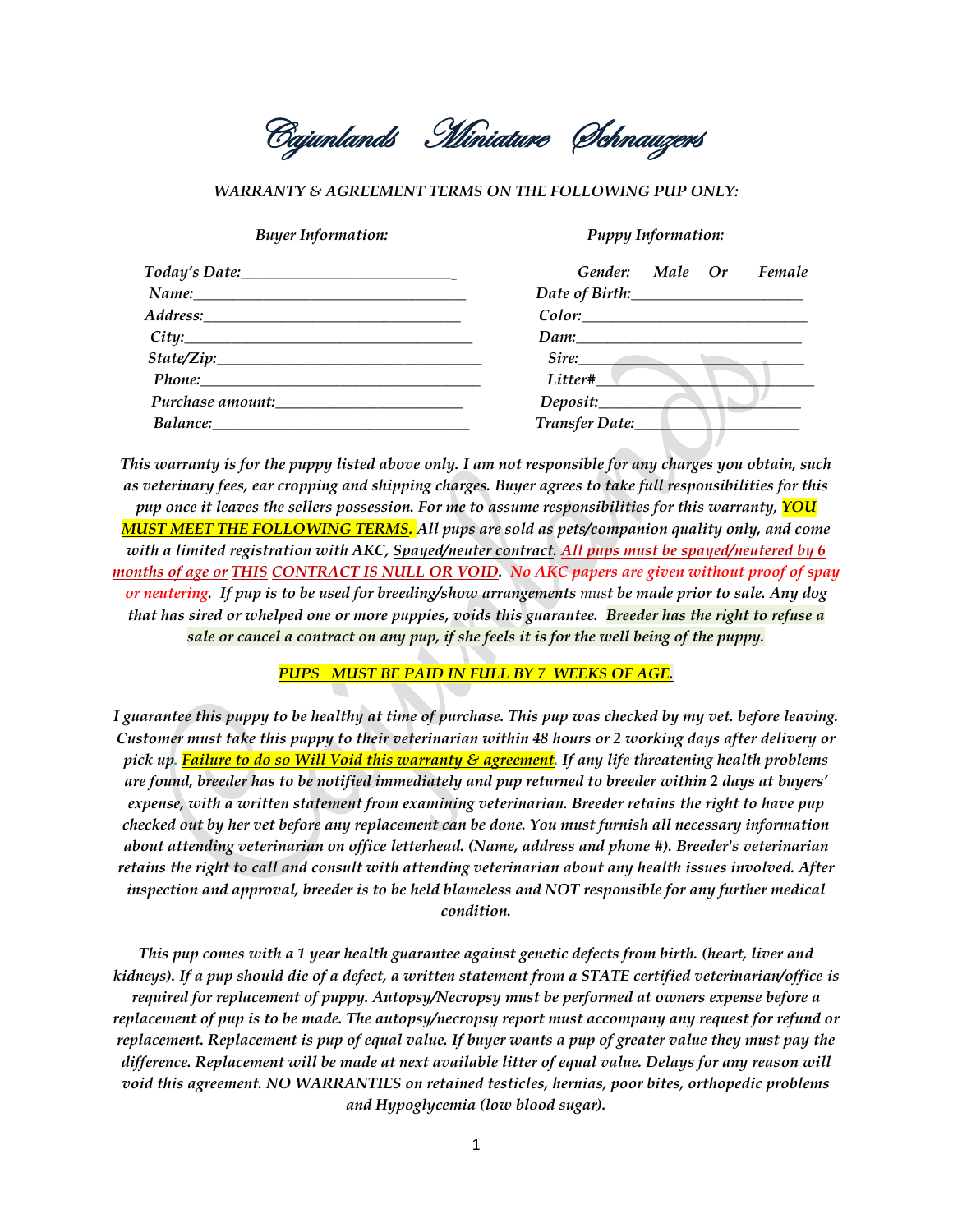# Cajunlands Miniature Schnauzers

*WARRANTY & AGREEMENT TERMS ON THE FOLLOWING PUP ONLY:*

| *Buyer Information:* | *Puppy Information:* |
|---|---|
| *Today's Date:*___________________________ | *Gender: Male Or Female* |
| *Name:*___________________________ | *Date of Birth:*___________________________ |
| *Address:*___________________________ | *Color:*___________________________ |
| *City:*___________________________ | *Dam:*___________________________ |
| *State/Zip:*___________________________ | *Sire:*___________________________ |
| *Phone:*___________________________ | *Litter#*___________________________ |
| *Purchase amount:*___________________________ | *Deposit:*___________________________ |
| *Balance:*___________________________ | *Transfer Date:*___________________________ |

*This warranty is for the puppy listed above only. I am not responsible for any charges you obtain, such as veterinary fees, ear cropping and shipping charges. Buyer agrees to take full responsibilities for this pup once it leaves the sellers possession. For me to assume responsibilities for this warranty,* ***YOU MUST MEET THE FOLLOWING TERMS.*** *All pups are sold as pets/companion quality only, and come with a limited registration with AKC, Spayed/neuter contract. All pups must be spayed/neutered by 6 months of age or THIS CONTRACT IS NULL OR VOID. No AKC papers are given without proof of spay or neutering. If pup is to be used for breeding/show arrangements must be made prior to sale. Any dog that has sired or whelped one or more puppies, voids this guarantee. Breeder has the right to refuse a sale or cancel a contract on any pup, if she feels it is for the well being of the puppy.*

***PUPS MUST BE PAID IN FULL BY 7 WEEKS OF AGE.***

*I guarantee this puppy to be healthy at time of purchase. This pup was checked by my vet. before leaving. Customer must take this puppy to their veterinarian within 48 hours or 2 working days after delivery or pick up. Failure to do so Will Void this warranty & agreement. If any life threatening health problems are found, breeder has to be notified immediately and pup returned to breeder within 2 days at buyers' expense, with a written statement from examining veterinarian. Breeder retains the right to have pup checked out by her vet before any replacement can be done. You must furnish all necessary information about attending veterinarian on office letterhead. (Name, address and phone #). Breeder's veterinarian retains the right to call and consult with attending veterinarian about any health issues involved. After inspection and approval, breeder is to be held blameless and NOT responsible for any further medical condition.*

*This pup comes with a 1 year health guarantee against genetic defects from birth. (heart, liver and kidneys). If a pup should die of a defect, a written statement from a STATE certified veterinarian/office is required for replacement of puppy. Autopsy/Necropsy must be performed at owners expense before a replacement of pup is to be made. The autopsy/necropsy report must accompany any request for refund or replacement. Replacement is pup of equal value. If buyer wants a pup of greater value they must pay the difference. Replacement will be made at next available litter of equal value. Delays for any reason will void this agreement. NO WARRANTIES on retained testicles, hernias, poor bites, orthopedic problems and Hypoglycemia (low blood sugar).*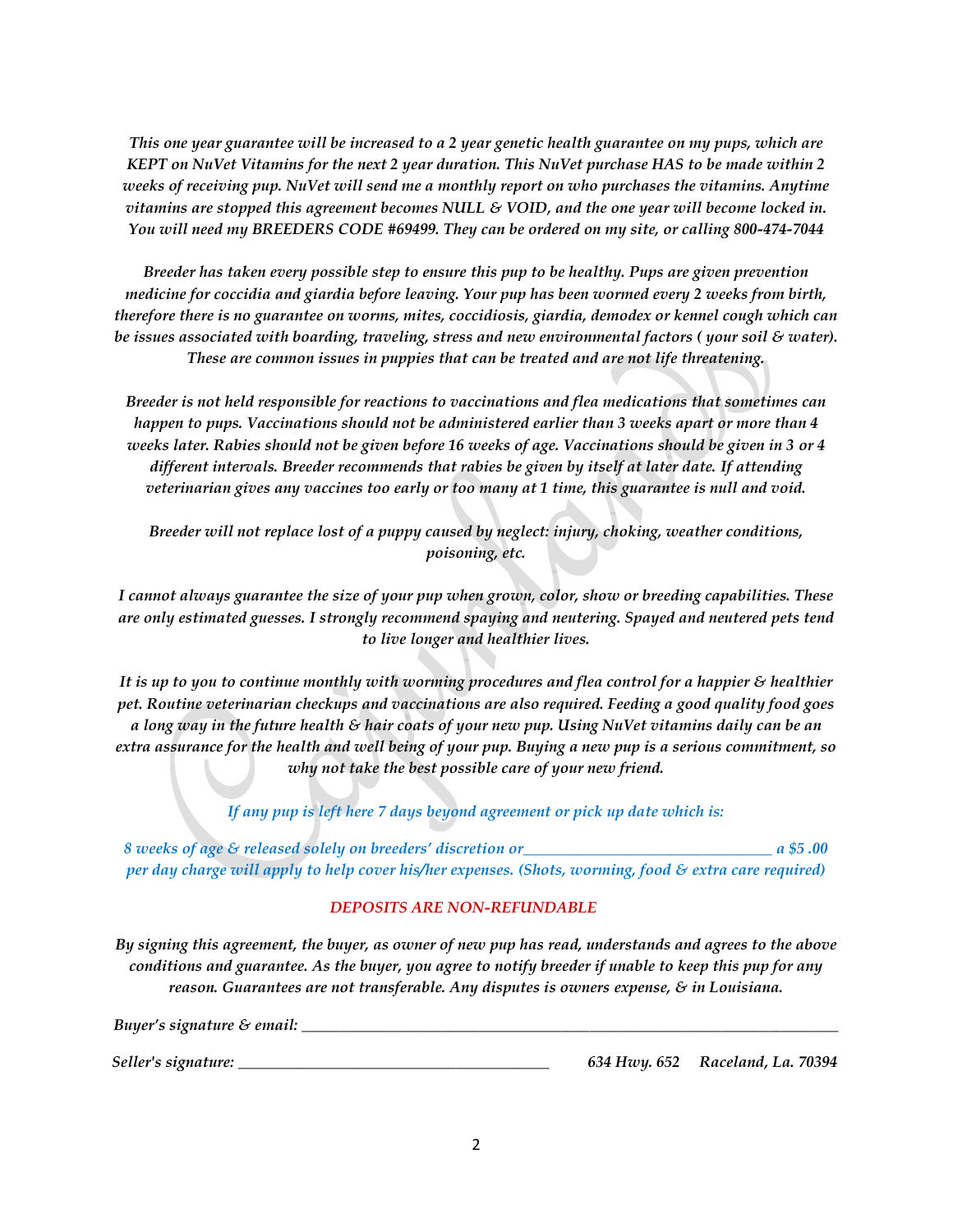*This one year guarantee will be increased to a 2 year genetic health guarantee on my pups, which are KEPT on NuVet Vitamins for the next 2 year duration. This NuVet purchase HAS to be made within 2 weeks of receiving pup. NuVet will send me a monthly report on who purchases the vitamins. Anytime vitamins are stopped this agreement becomes NULL & VOID, and the one year will become locked in. You will need my BREEDERS CODE #69499. They can be ordered on my site, or calling 800-474-7044*

*Breeder has taken every possible step to ensure this pup to be healthy. Pups are given prevention medicine for coccidia and giardia before leaving. Your pup has been wormed every 2 weeks from birth, therefore there is no guarantee on worms, mites, coccidiosis, giardia, demodex or kennel cough which can be issues associated with boarding, traveling, stress and new environmental factors ( your soil & water). These are common issues in puppies that can be treated and are not life threatening.*

*Breeder is not held responsible for reactions to vaccinations and flea medications that sometimes can happen to pups. Vaccinations should not be administered earlier than 3 weeks apart or more than 4 weeks later. Rabies should not be given before 16 weeks of age. Vaccinations should be given in 3 or 4 different intervals. Breeder recommends that rabies be given by itself at later date. If attending veterinarian gives any vaccines too early or too many at 1 time, this guarantee is null and void.*

*Breeder will not replace lost of a puppy caused by neglect: injury, choking, weather conditions, poisoning, etc.*

*I cannot always guarantee the size of your pup when grown, color, show or breeding capabilities. These are only estimated guesses. I strongly recommend spaying and neutering. Spayed and neutered pets tend to live longer and healthier lives.*

*It is up to you to continue monthly with worming procedures and flea control for a happier & healthier pet. Routine veterinarian checkups and vaccinations are also required. Feeding a good quality food goes a long way in the future health & hair coats of your new pup. Using NuVet vitamins daily can be an extra assurance for the health and well being of your pup. Buying a new pup is a serious commitment, so why not take the best possible care of your new friend.*

*If any pup is left here 7 days beyond agreement or pick up date which is:*

*8 weeks of age & released solely on breeders' discretion or________________________________ a $5 .00 per day charge will apply to help cover his/her expenses. (Shots, worming, food & extra care required)*

***DEPOSITS ARE NON-REFUNDABLE***

*By signing this agreement, the buyer, as owner of new pup has read, understands and agrees to the above conditions and guarantee. As the buyer, you agree to notify breeder if unable to keep this pup for any reason. Guarantees are not transferable. Any disputes is owners expense, & in Louisiana.*

*Buyer's signature & email:* ______________________________________________________________________

*Seller's signature:* ________________________________________ *634 Hwy. 652 Raceland, La. 70394*